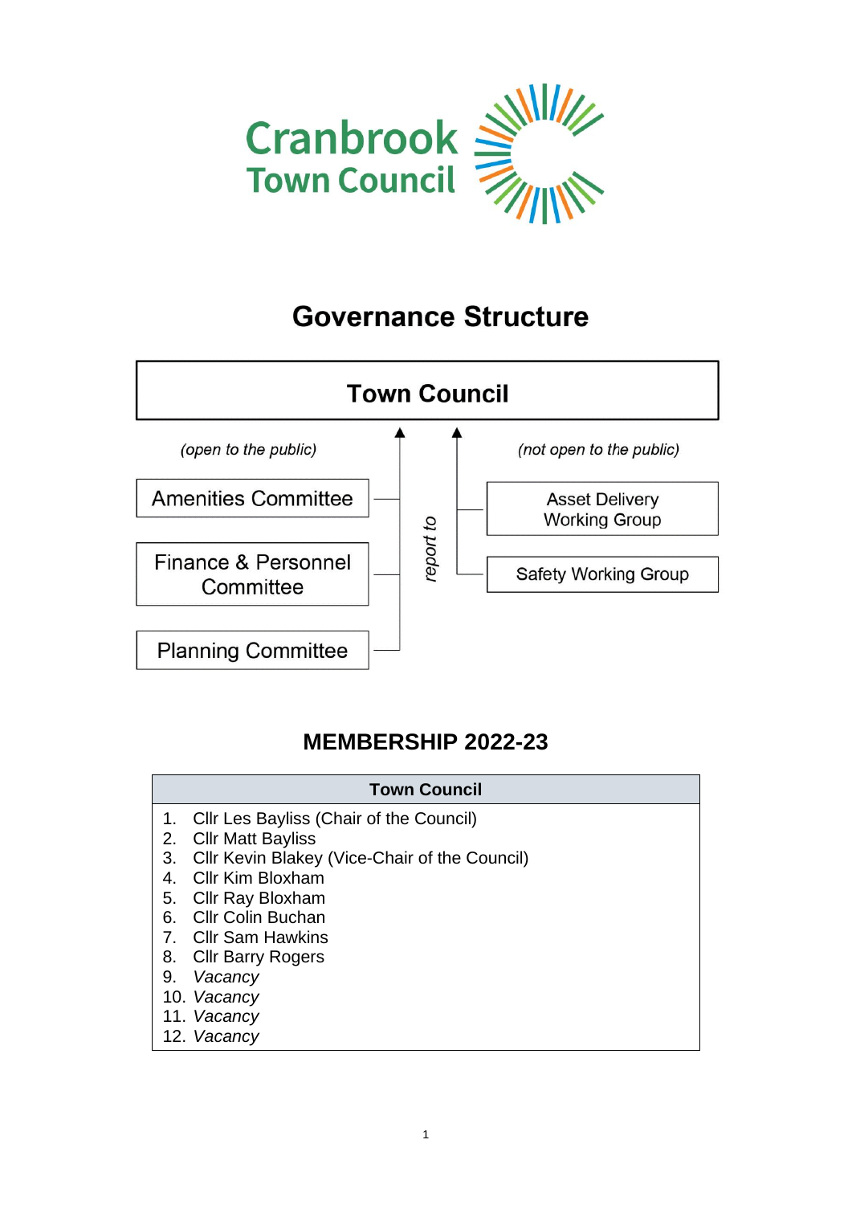# Cranbrook Town Council

## Governance Structure

**Town Council**

*(open to the public)* — report to Town Council:

- Amenities Committee
- Finance & Personnel Committee
- Planning Committee

*(not open to the public)* — report to Town Council:

- Asset Delivery Working Group
- Safety Working Group

## MEMBERSHIP 2022-23

| Town Council |
|---|
| 1. Cllr Les Bayliss (Chair of the Council)<br>2. Cllr Matt Bayliss<br>3. Cllr Kevin Blakey (Vice-Chair of the Council)<br>4. Cllr Kim Bloxham<br>5. Cllr Ray Bloxham<br>6. Cllr Colin Buchan<br>7. Cllr Sam Hawkins<br>8. Cllr Barry Rogers<br>9. *Vacancy*<br>10. *Vacancy*<br>11. *Vacancy*<br>12. *Vacancy* |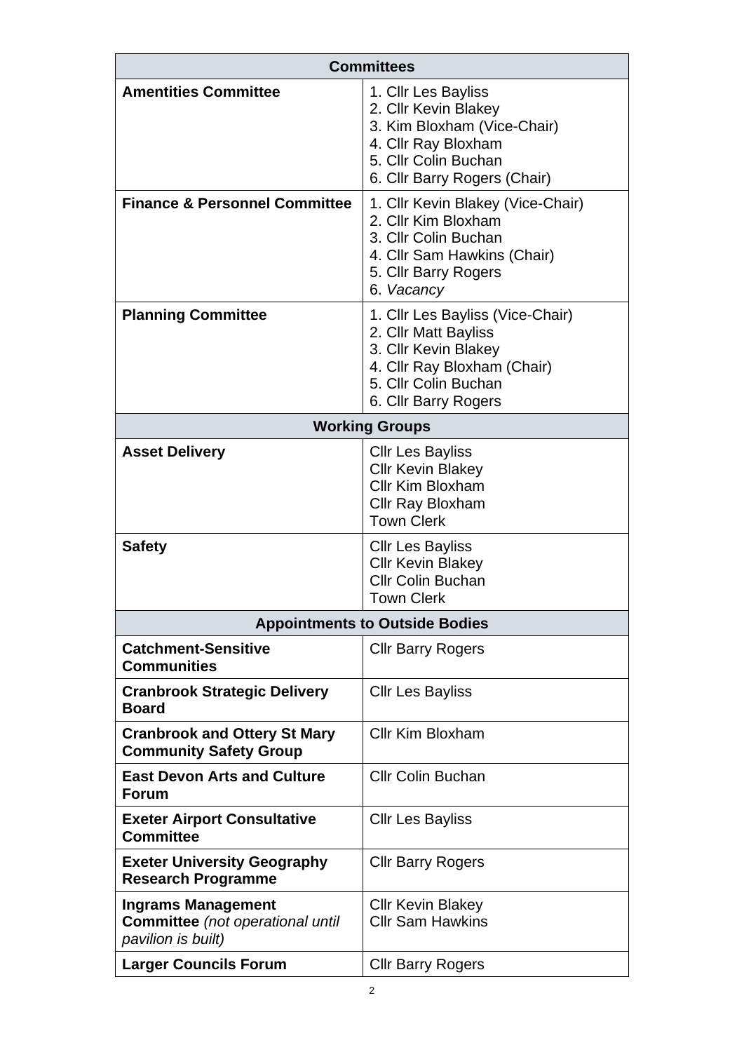| Committees | |
|---|---|
| **Amentities Committee** | 1. Cllr Les Bayliss<br>2. Cllr Kevin Blakey<br>3. Kim Bloxham (Vice-Chair)<br>4. Cllr Ray Bloxham<br>5. Cllr Colin Buchan<br>6. Cllr Barry Rogers (Chair) |
| **Finance & Personnel Committee** | 1. Cllr Kevin Blakey (Vice-Chair)<br>2. Cllr Kim Bloxham<br>3. Cllr Colin Buchan<br>4. Cllr Sam Hawkins (Chair)<br>5. Cllr Barry Rogers<br>6. *Vacancy* |
| **Planning Committee** | 1. Cllr Les Bayliss (Vice-Chair)<br>2. Cllr Matt Bayliss<br>3. Cllr Kevin Blakey<br>4. Cllr Ray Bloxham (Chair)<br>5. Cllr Colin Buchan<br>6. Cllr Barry Rogers |
| **Working Groups** | |
| **Asset Delivery** | Cllr Les Bayliss<br>Cllr Kevin Blakey<br>Cllr Kim Bloxham<br>Cllr Ray Bloxham<br>Town Clerk |
| **Safety** | Cllr Les Bayliss<br>Cllr Kevin Blakey<br>Cllr Colin Buchan<br>Town Clerk |
| **Appointments to Outside Bodies** | |
| **Catchment-Sensitive Communities** | Cllr Barry Rogers |
| **Cranbrook Strategic Delivery Board** | Cllr Les Bayliss |
| **Cranbrook and Ottery St Mary Community Safety Group** | Cllr Kim Bloxham |
| **East Devon Arts and Culture Forum** | Cllr Colin Buchan |
| **Exeter Airport Consultative Committee** | Cllr Les Bayliss |
| **Exeter University Geography Research Programme** | Cllr Barry Rogers |
| **Ingrams Management Committee** *(not operational until pavilion is built)* | Cllr Kevin Blakey<br>Cllr Sam Hawkins |
| **Larger Councils Forum** | Cllr Barry Rogers |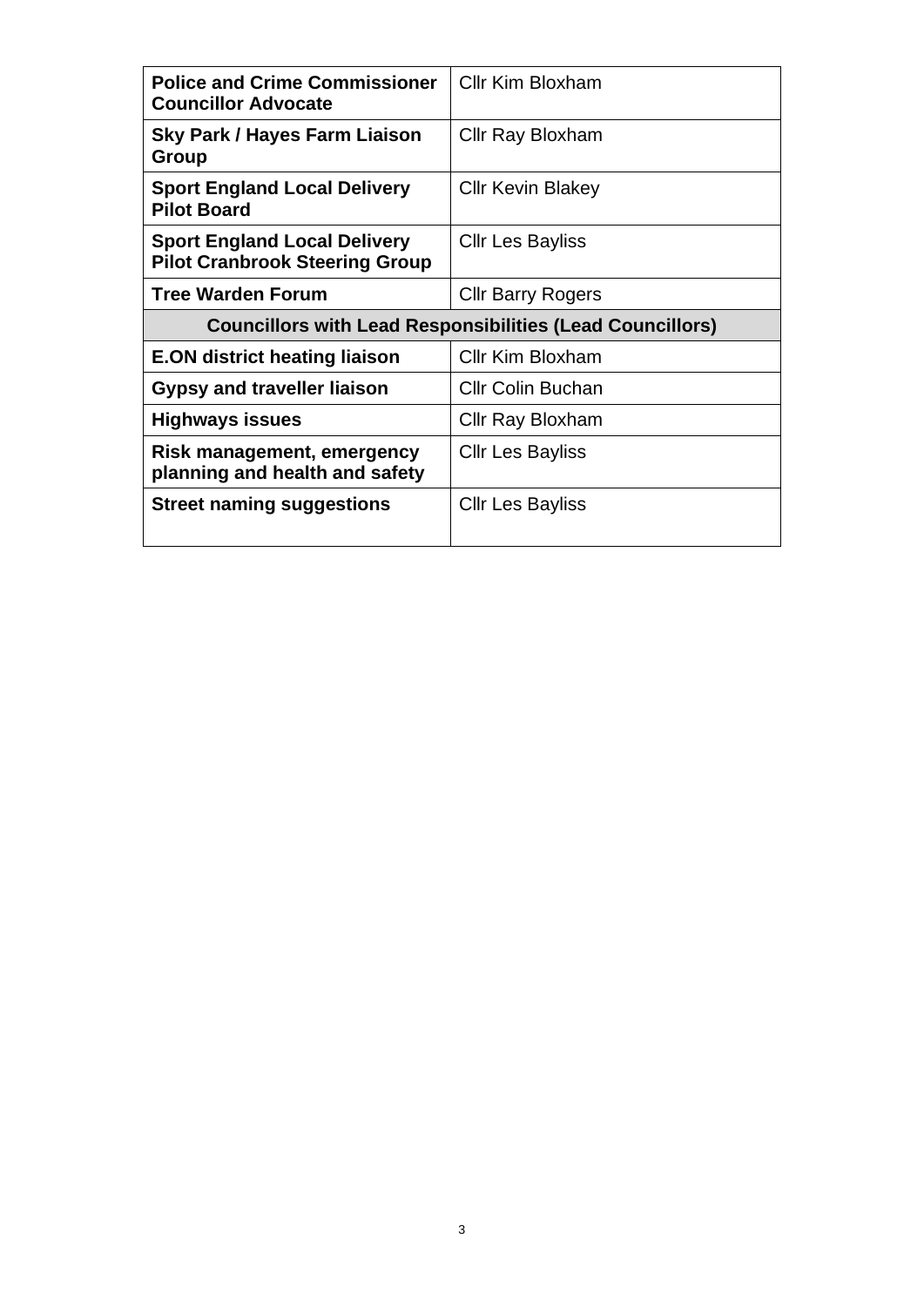| | |
|---|---|
| **Police and Crime Commissioner Councillor Advocate** | Cllr Kim Bloxham |
| **Sky Park / Hayes Farm Liaison Group** | Cllr Ray Bloxham |
| **Sport England Local Delivery Pilot Board** | Cllr Kevin Blakey |
| **Sport England Local Delivery Pilot Cranbrook Steering Group** | Cllr Les Bayliss |
| **Tree Warden Forum** | Cllr Barry Rogers |
| **Councillors with Lead Responsibilities (Lead Councillors)** | |
| **E.ON district heating liaison** | Cllr Kim Bloxham |
| **Gypsy and traveller liaison** | Cllr Colin Buchan |
| **Highways issues** | Cllr Ray Bloxham |
| **Risk management, emergency planning and health and safety** | Cllr Les Bayliss |
| **Street naming suggestions** | Cllr Les Bayliss |